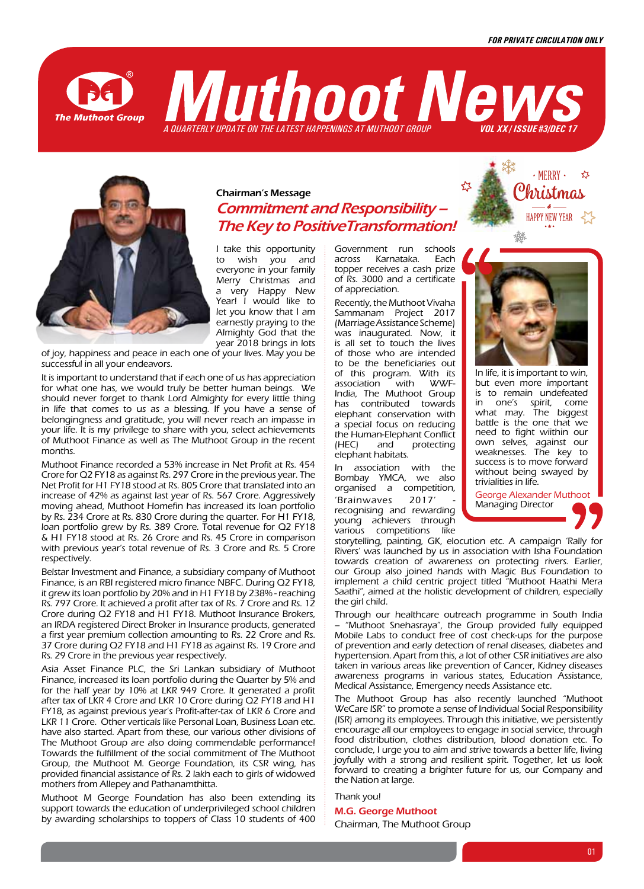FOR PRIVATE CIRCULATION ONLY

# Muthoot News

A QUARTERLY UPDATE ON THE LATEST HAPPENINGS AT MUTHOOT GROUP

VOL XX / ISSUE #3/DEC 17

Merry Christmas & Happy New Year

## Chairman's Message

### *Commitment and Responsibility – The Key to Positive Transformation!*

I take this opportunity to wish you and everyone in your family Merry Christmas and a very Happy New Year! I would like to let you know that I am earnestly praying to the Almighty God that the year 2018 brings in lots of joy, happiness and peace in each one of your lives. May you be successful in all your endeavors.

It is important to understand that if each one of us has appreciation for what one has, we would truly be better human beings. We should never forget to thank Lord Almighty for every little thing in life that comes to us as a blessing. If you have a sense of belongingness and gratitude, you will never reach an impasse in your life. It is my privilege to share with you, select achievements of Muthoot Finance as well as The Muthoot Group in the recent months.

Muthoot Finance recorded a 53% increase in Net Profit at Rs. 454 Crore for Q2 FY18 as against Rs. 297 Crore in the previous year. The Net Profit for H1 FY18 stood at Rs. 805 Crore that translated into an increase of 42% as against last year of Rs. 567 Crore. Aggressively moving ahead, Muthoot Homefin has increased its loan portfolio by Rs. 234 Crore reaching Rs. 830 Crore during the quarter. For H1 FY18, loan portfolio grew by Rs. 389 Crore. Total revenue for Q2 FY18 & H1 FY18 stood at Rs. 26 Crore and Rs. 45 Crore in comparison with previous year's total revenue of Rs. 3 Crore and Rs. 5 Crore respectively.

Belstar Investment and Finance, a subsidiary company of Muthoot Finance, is an RBI registered micro finance NBFC. During Q2 FY18, it grew its loan portfolio by 20% and in H1 FY18 by 238% - reaching Rs. 797 Crore. It achieved a profit after tax of Rs. 7 Crore and Rs. 12 Crore during Q2 FY18 and H1 FY18. Muthoot Insurance Brokers, an IRDA registered Direct Broker in Insurance products, generated a first year premium collection amounting to Rs. 22 Crore and Rs. 37 Crore during Q2 FY18 and H1 FY18 as against Rs. 19 Crore and Rs. 29 Crore in the previous year respectively.

Asia Asset Finance PLC, the Sri Lankan subsidiary of Muthoot Finance, increased its loan portfolio during the Quarter by 5% and for the half year by 10% at LKR 949 Crore. It generated a profit after tax of LKR 4 Crore and LKR 10 Crore during Q2 FY18 and H1 FY18, as against previous year's Profit-after-tax of LKR 6 Crore and LKR 11 Crore. Other verticals like Personal Loan, Business Loan etc. have also started. Apart from these, our various other divisions of The Muthoot Group are also doing commendable performance! Towards the fulfillment of the social commitment of The Muthoot Group, the Muthoot M. George Foundation, its CSR wing, has provided financial assistance of Rs. 2 lakh each to girls of widowed mothers from Allepey and Pathanamthitta.

Muthoot M George Foundation has also been extending its support towards the education of underprivileged school children by awarding scholarships to toppers of Class 10 students of 400 Government run schools across Karnataka. Each topper receives a cash prize of Rs. 3000 and a certificate of appreciation.

Recently, the Muthoot Vivaha Sammanam Project 2017 (Marriage Assistance Scheme) was inaugurated. Now, it is all set to touch the lives of those who are intended to be the beneficiaries out of this program. With its association with WWF-India, The Muthoot Group has contributed towards elephant conservation with a special focus on reducing the Human-Elephant Conflict (HEC) and protecting elephant habitats.

In association with the Bombay YMCA, we also organised a competition, 'Brainwaves 2017' - recognising and rewarding young achievers through various competitions like storytelling, painting, GK, elocution etc. A campaign 'Rally for Rivers' was launched by us in association with Isha Foundation towards creation of awareness on protecting rivers. Earlier, our Group also joined hands with Magic Bus Foundation to implement a child centric project titled "Muthoot Haathi Mera Saathi", aimed at the holistic development of children, especially the girl child.

Through our healthcare outreach programme in South India – "Muthoot Snehasraya", the Group provided fully equipped Mobile Labs to conduct free of cost check-ups for the purpose of prevention and early detection of renal diseases, diabetes and hypertension. Apart from this, a lot of other CSR initiatives are also taken in various areas like prevention of Cancer, Kidney diseases awareness programs in various states, Education Assistance, Medical Assistance, Emergency needs Assistance etc.

The Muthoot Group has also recently launched "Muthoot WeCare ISR" to promote a sense of Individual Social Responsibility (ISR) among its employees. Through this initiative, we persistently encourage all our employees to engage in social service, through food distribution, clothes distribution, blood donation etc. To conclude, I urge you to aim and strive towards a better life, living joyfully with a strong and resilient spirit. Together, let us look forward to creating a brighter future for us, our Company and the Nation at large.

Thank you!

**M.G. George Muthoot**
Chairman, The Muthoot Group

> "In life, it is important to win, but even more important is to remain undefeated in one's spirit, come what may. The biggest battle is the one that we need to fight wiithin our own selves, against our own weaknesses. The key to success is to move forward without being swayed by trivialities in life."
>
> George Alexander Muthoot
> Managing Director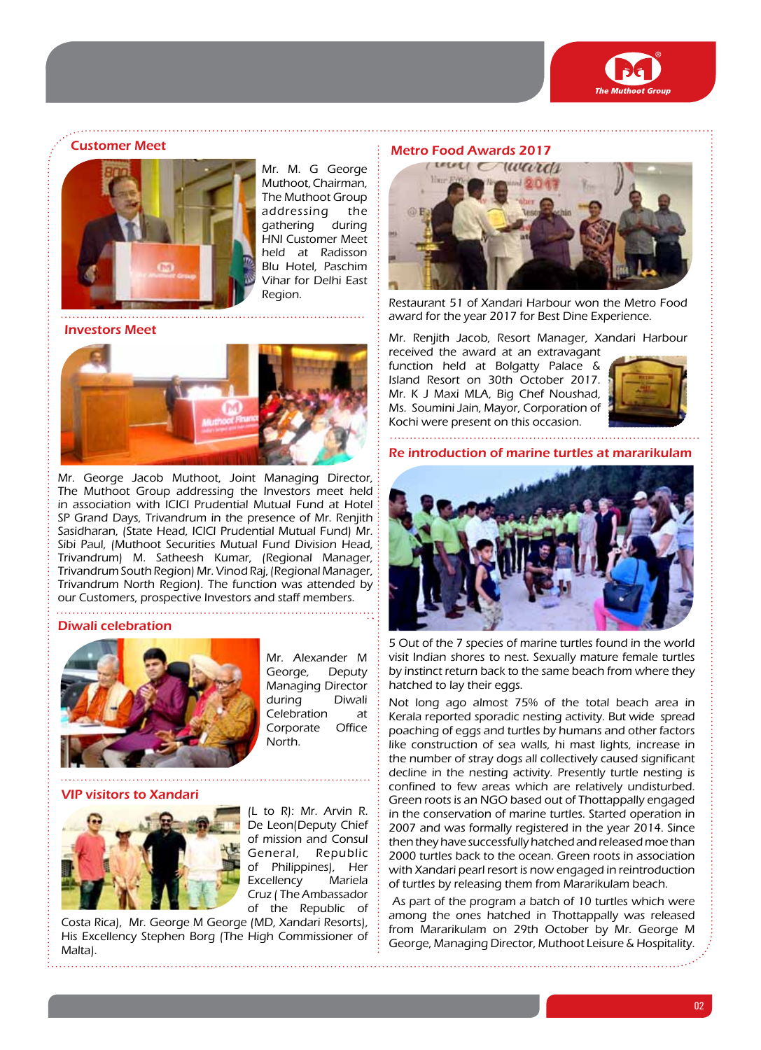## Customer Meet

Mr. M. G George Muthoot, Chairman, The Muthoot Group addressing the gathering during HNI Customer Meet held at Radisson Blu Hotel, Paschim Vihar for Delhi East Region.

## Investors Meet

Mr. George Jacob Muthoot, Joint Managing Director, The Muthoot Group addressing the Investors meet held in association with ICICI Prudential Mutual Fund at Hotel SP Grand Days, Trivandrum in the presence of Mr. Renjith Sasidharan, (State Head, ICICI Prudential Mutual Fund) Mr. Sibi Paul, (Muthoot Securities Mutual Fund Division Head, Trivandrum) M. Satheesh Kumar, (Regional Manager, Trivandrum South Region) Mr. Vinod Raj, (Regional Manager, Trivandrum North Region). The function was attended by our Customers, prospective Investors and staff members.

## Diwali celebration

Mr. Alexander M George, Deputy Managing Director during Diwali Celebration at Corporate Office North.

## VIP visitors to Xandari

(L to R): Mr. Arvin R. De Leon(Deputy Chief of mission and Consul General, Republic of Philippines), Her Excellency Mariela Cruz ( The Ambassador of the Republic of Costa Rica), Mr. George M George (MD, Xandari Resorts), His Excellency Stephen Borg (The High Commissioner of Malta).

## Metro Food Awards 2017

Restaurant 51 of Xandari Harbour won the Metro Food award for the year 2017 for Best Dine Experience.

Mr. Renjith Jacob, Resort Manager, Xandari Harbour received the award at an extravagant function held at Bolgatty Palace & Island Resort on 30th October 2017. Mr. K J Maxi MLA, Big Chef Noushad, Ms. Soumini Jain, Mayor, Corporation of Kochi were present on this occasion.

## Re introduction of marine turtles at mararikulam

5 Out of the 7 species of marine turtles found in the world visit Indian shores to nest. Sexually mature female turtles by instinct return back to the same beach from where they hatched to lay their eggs.

Not long ago almost 75% of the total beach area in Kerala reported sporadic nesting activity. But wide spread poaching of eggs and turtles by humans and other factors like construction of sea walls, hi mast lights, increase in the number of stray dogs all collectively caused significant decline in the nesting activity. Presently turtle nesting is confined to few areas which are relatively undisturbed. Green roots is an NGO based out of Thottappally engaged in the conservation of marine turtles. Started operation in 2007 and was formally registered in the year 2014. Since then they have successfully hatched and released moe than 2000 turtles back to the ocean. Green roots in association with Xandari pearl resort is now engaged in reintroduction of turtles by releasing them from Mararikulam beach.

As part of the program a batch of 10 turtles which were among the ones hatched in Thottappally was released from Mararikulam on 29th October by Mr. George M George, Managing Director, Muthoot Leisure & Hospitality.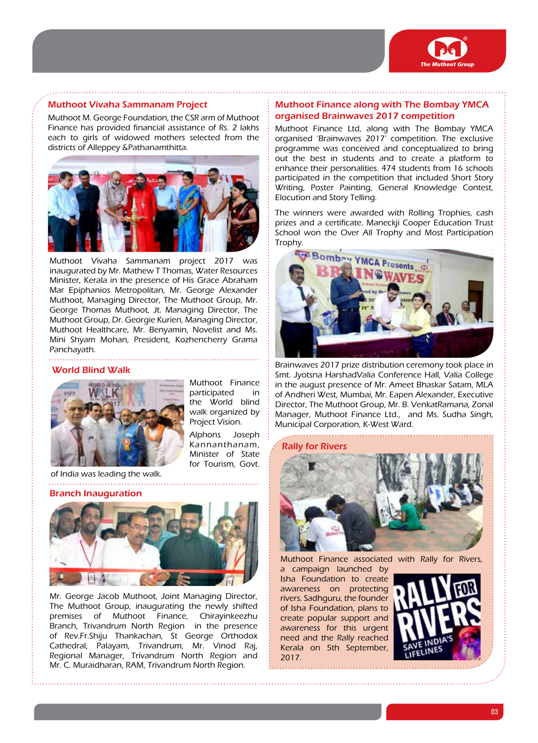## Muthoot Vivaha Sammanam Project

Muthoot M. George Foundation, the CSR arm of Muthoot Finance has provided financial assistance of Rs. 2 lakhs each to girls of widowed mothers selected from the districts of Alleppey &Pathanamthitta.

Muthoot Vivaha Sammanam project 2017 was inaugurated by Mr. Mathew T Thomas, Water Resources Minister, Kerala in the presence of His Grace Abraham Mar Epiphanios Metropolitan, Mr. George Alexander Muthoot, Managing Director, The Muthoot Group, Mr. George Thomas Muthoot, Jt. Managing Director, The Muthoot Group, Dr. Georgie Kurien, Managing Director, Muthoot Healthcare, Mr. Benyamin, Novelist and Ms. Mini Shyam Mohan, President, Kozhencherry Grama Panchayath.

## World Blind Walk

Muthoot Finance participated in the World blind walk organized by Project Vision.

Alphons Joseph Kannanthanam, Minister of State for Tourism, Govt. of India was leading the walk.

## Branch Inauguration

Mr. George Jacob Muthoot, Joint Managing Director, The Muthoot Group, inaugurating the newly shifted premises of Muthoot Finance, Chirayinkeezhu Branch, Trivandrum North Region in the presence of Rev.Fr.Shiju Thankachan, St George Orthodox Cathedral, Palayam, Trivandrum, Mr. Vinod Raj, Regional Manager, Trivandrum North Region and Mr. C. Muraidharan, RAM, Trivandrum North Region.

## Muthoot Finance along with The Bombay YMCA organised Brainwaves 2017 competition

Muthoot Finance Ltd, along with The Bombay YMCA organised 'Brainwaves 2017' competition. The exclusive programme was conceived and conceptualized to bring out the best in students and to create a platform to enhance their personalities. 474 students from 16 schools participated in the competition that included Short Story Writing, Poster Painting, General Knowledge Contest, Elocution and Story Telling.

The winners were awarded with Rolling Trophies, cash prizes and a certificate. Maneckji Cooper Education Trust School won the Over All Trophy and Most Participation Trophy.

Brainwaves 2017 prize distribution ceremony took place in Smt. Jyotsna HarshadValia Conference Hall, Valia College in the august presence of Mr. Ameet Bhaskar Satam, MLA of Andheri West, Mumbai, Mr. Eapen Alexander, Executive Director, The Muthoot Group, Mr. B. VenkatRamana, Zonal Manager, Muthoot Finance Ltd., and Ms. Sudha Singh, Municipal Corporation, K-West Ward.

## Rally for Rivers

Muthoot Finance associated with Rally for Rivers, a campaign launched by Isha Foundation to create awareness on protecting rivers. Sadhguru, the founder of Isha Foundation, plans to create popular support and awareness for this urgent need and the Rally reached Kerala on 5th September, 2017.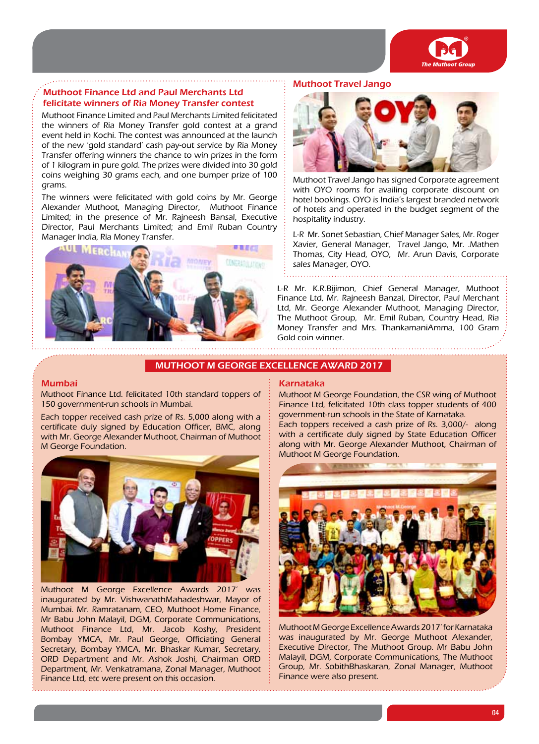## Muthoot Finance Ltd and Paul Merchants Ltd felicitate winners of Ria Money Transfer contest

Muthoot Finance Limited and Paul Merchants Limited felicitated the winners of Ria Money Transfer gold contest at a grand event held in Kochi. The contest was announced at the launch of the new 'gold standard' cash pay-out service by Ria Money Transfer offering winners the chance to win prizes in the form of 1 kilogram in pure gold. The prizes were divided into 30 gold coins weighing 30 grams each, and one bumper prize of 100 grams.

The winners were felicitated with gold coins by Mr. George Alexander Muthoot, Managing Director, Muthoot Finance Limited; in the presence of Mr. Rajneesh Bansal, Executive Director, Paul Merchants Limited; and Emil Ruban Country Manager India, Ria Money Transfer.

L-R Mr. K.R.Bijimon, Chief General Manager, Muthoot Finance Ltd, Mr. Rajneesh Banzal, Director, Paul Merchant Ltd, Mr. George Alexander Muthoot, Managing Director, The Muthoot Group, Mr. Emil Ruban, Country Head, Ria Money Transfer and Mrs. ThankamaniAmma, 100 Gram Gold coin winner.

## Muthoot Travel Jango

Muthoot Travel Jango has signed Corporate agreement with OYO rooms for availing corporate discount on hotel bookings. OYO is India's largest branded network of hotels and operated in the budget segment of the hospitality industry.

L-R Mr. Sonet Sebastian, Chief Manager Sales, Mr. Roger Xavier, General Manager, Travel Jango, Mr. .Mathen Thomas, City Head, OYO, Mr. Arun Davis, Corporate sales Manager, OYO.

## MUTHOOT M GEORGE EXCELLENCE AWARD 2017

### Mumbai

Muthoot Finance Ltd. felicitated 10th standard toppers of 150 government-run schools in Mumbai.

Each topper received cash prize of Rs. 5,000 along with a certificate duly signed by Education Officer, BMC, along with Mr. George Alexander Muthoot, Chairman of Muthoot M George Foundation.

Muthoot M George Excellence Awards 2017' was inaugurated by Mr. VishwanathMahadeshwar, Mayor of Mumbai. Mr. Ramratanam, CEO, Muthoot Home Finance, Mr Babu John Malayil, DGM, Corporate Communications, Muthoot Finance Ltd, Mr. Jacob Koshy, President Bombay YMCA, Mr. Paul George, Officiating General Secretary, Bombay YMCA, Mr. Bhaskar Kumar, Secretary, ORD Department and Mr. Ashok Joshi, Chairman ORD Department, Mr. Venkatramana, Zonal Manager, Muthoot Finance Ltd, etc were present on this occasion.

### Karnataka

Muthoot M George Foundation, the CSR wing of Muthoot Finance Ltd, felicitated 10th class topper students of 400 government-run schools in the State of Karnataka.
Each toppers received a cash prize of Rs. 3,000/- along with a certificate duly signed by State Education Officer along with Mr. George Alexander Muthoot, Chairman of Muthoot M George Foundation.

Muthoot M George Excellence Awards 2017' for Karnataka was inaugurated by Mr. George Muthoot Alexander, Executive Director, The Muthoot Group. Mr Babu John Malayil, DGM, Corporate Communications, The Muthoot Group, Mr. SobithBhaskaran, Zonal Manager, Muthoot Finance were also present.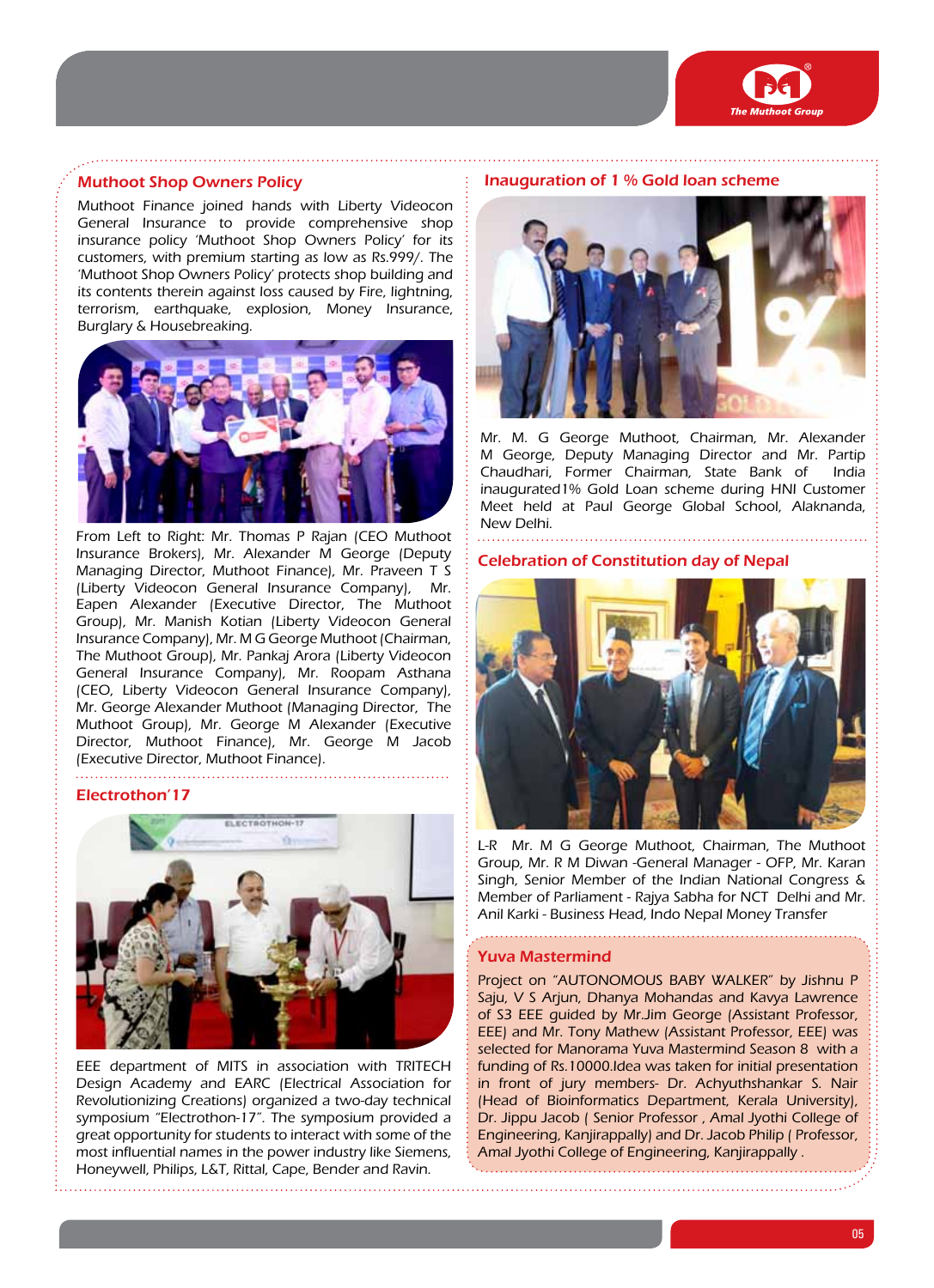## Muthoot Shop Owners Policy

Muthoot Finance joined hands with Liberty Videocon General Insurance to provide comprehensive shop insurance policy 'Muthoot Shop Owners Policy' for its customers, with premium starting as low as Rs.999/. The 'Muthoot Shop Owners Policy' protects shop building and its contents therein against loss caused by Fire, lightning, terrorism, earthquake, explosion, Money Insurance, Burglary & Housebreaking.

From Left to Right: Mr. Thomas P Rajan (CEO Muthoot Insurance Brokers), Mr. Alexander M George (Deputy Managing Director, Muthoot Finance), Mr. Praveen T S (Liberty Videocon General Insurance Company), Mr. Eapen Alexander (Executive Director, The Muthoot Group), Mr. Manish Kotian (Liberty Videocon General Insurance Company), Mr. M G George Muthoot (Chairman, The Muthoot Group), Mr. Pankaj Arora (Liberty Videocon General Insurance Company), Mr. Roopam Asthana (CEO, Liberty Videocon General Insurance Company), Mr. George Alexander Muthoot (Managing Director, The Muthoot Group), Mr. George M Alexander (Executive Director, Muthoot Finance), Mr. George M Jacob (Executive Director, Muthoot Finance).

## Electrothon'17

EEE department of MITS in association with TRITECH Design Academy and EARC (Electrical Association for Revolutionizing Creations) organized a two-day technical symposium "Electrothon-17". The symposium provided a great opportunity for students to interact with some of the most influential names in the power industry like Siemens, Honeywell, Philips, L&T, Rittal, Cape, Bender and Ravin.

## Inauguration of 1 % Gold loan scheme

Mr. M. G George Muthoot, Chairman, Mr. Alexander M George, Deputy Managing Director and Mr. Partip Chaudhari, Former Chairman, State Bank of India inaugurated1% Gold Loan scheme during HNI Customer Meet held at Paul George Global School, Alaknanda, New Delhi.

## Celebration of Constitution day of Nepal

L-R Mr. M G George Muthoot, Chairman, The Muthoot Group, Mr. R M Diwan -General Manager - OFP, Mr. Karan Singh, Senior Member of the Indian National Congress & Member of Parliament - Rajya Sabha for NCT Delhi and Mr. Anil Karki - Business Head, Indo Nepal Money Transfer

## Yuva Mastermind

Project on "AUTONOMOUS BABY WALKER" by Jishnu P Saju, V S Arjun, Dhanya Mohandas and Kavya Lawrence of S3 EEE guided by Mr.Jim George (Assistant Professor, EEE) and Mr. Tony Mathew (Assistant Professor, EEE) was selected for Manorama Yuva Mastermind Season 8 with a funding of Rs.10000.Idea was taken for initial presentation in front of jury members- Dr. Achyuthshankar S. Nair (Head of Bioinformatics Department, Kerala University), Dr. Jippu Jacob ( Senior Professor , Amal Jyothi College of Engineering, Kanjirappally) and Dr. Jacob Philip ( Professor, Amal Jyothi College of Engineering, Kanjirappally .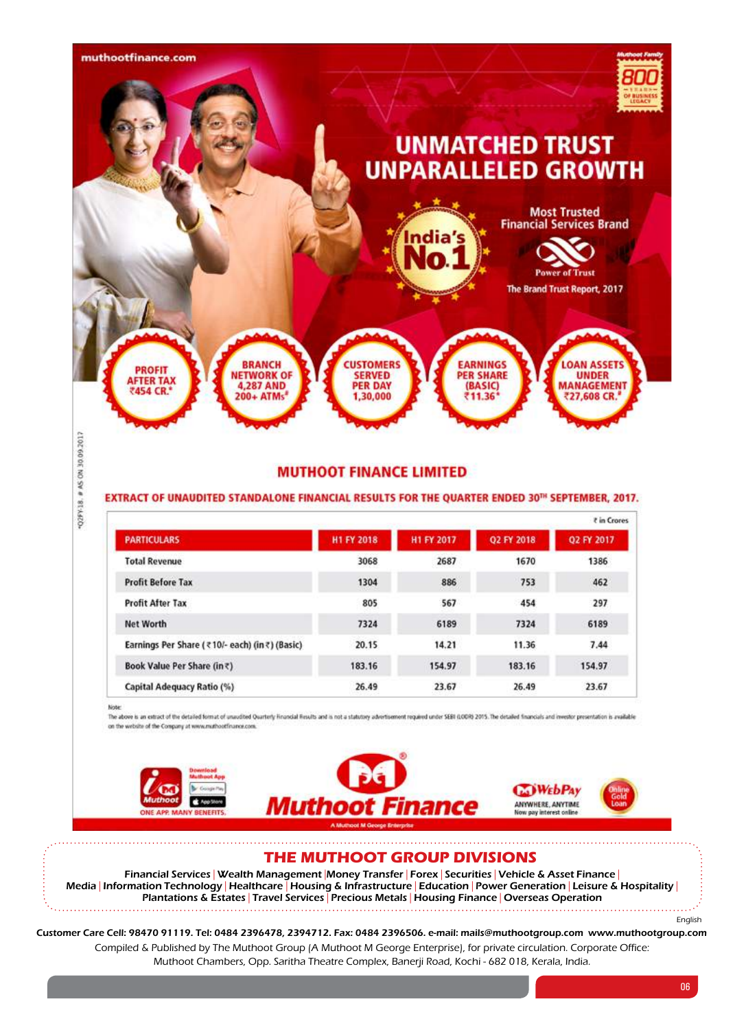muthootfinance.com

Muthoot Family 800 YEARS OF BUSINESS LEGACY

# UNMATCHED TRUST UNPARALLELED GROWTH

India's No.1

Most Trusted Financial Services Brand

Power of Trust

The Brand Trust Report, 2017

PROFIT AFTER TAX ₹454 CR.*

BRANCH NETWORK OF 4,287 AND 200+ ATMs#

CUSTOMERS SERVED PER DAY 1,30,000

EARNINGS PER SHARE (BASIC) ₹11.36*

LOAN ASSETS UNDER MANAGEMENT ₹27,608 CR.#

*Q2FY-18, # AS ON 30.09.2017

## MUTHOOT FINANCE LIMITED

### EXTRACT OF UNAUDITED STANDALONE FINANCIAL RESULTS FOR THE QUARTER ENDED 30TH SEPTEMBER, 2017.

₹ in Crores

| PARTICULARS | H1 FY 2018 | H1 FY 2017 | Q2 FY 2018 | Q2 FY 2017 |
|---|---|---|---|---|
| Total Revenue | 3068 | 2687 | 1670 | 1386 |
| Profit Before Tax | 1304 | 886 | 753 | 462 |
| Profit After Tax | 805 | 567 | 454 | 297 |
| Net Worth | 7324 | 6189 | 7324 | 6189 |
| Earnings Per Share (₹10/- each) (in ₹) (Basic) | 20.15 | 14.21 | 11.36 | 7.44 |
| Book Value Per Share (in ₹) | 183.16 | 154.97 | 183.16 | 154.97 |
| Capital Adequacy Ratio (%) | 26.49 | 23.67 | 26.49 | 23.67 |

Note:
The above is an extract of the detailed format of unaudited Quarterly Financial Results and is not a statutory advertisement required under SEBI (LODR) 2015. The detailed financials and investor presentation is available on the website of the Company at www.muthootfinance.com.

Download Muthoot App — Google Play | App Store — ONE APP. MANY BENEFITS.

Muthoot Finance — A Muthoot M George Enterprise

WebPay ANYWHERE, ANYTIME Now pay interest online

Online Gold Loan

## THE MUTHOOT GROUP DIVISIONS

Financial Services | Wealth Management | Money Transfer | Forex | Securities | Vehicle & Asset Finance | Media | Information Technology | Healthcare | Housing & Infrastructure | Education | Power Generation | Leisure & Hospitality | Plantations & Estates | Travel Services | Precious Metals | Housing Finance | Overseas Operation

English

**Customer Care Cell: 98470 91119. Tel: 0484 2396478, 2394712. Fax: 0484 2396506. e-mail: mails@muthootgroup.com www.muthootgroup.com**

Compiled & Published by The Muthoot Group (A Muthoot M George Enterprise), for private circulation. Corporate Office: Muthoot Chambers, Opp. Saritha Theatre Complex, Banerji Road, Kochi - 682 018, Kerala, India.